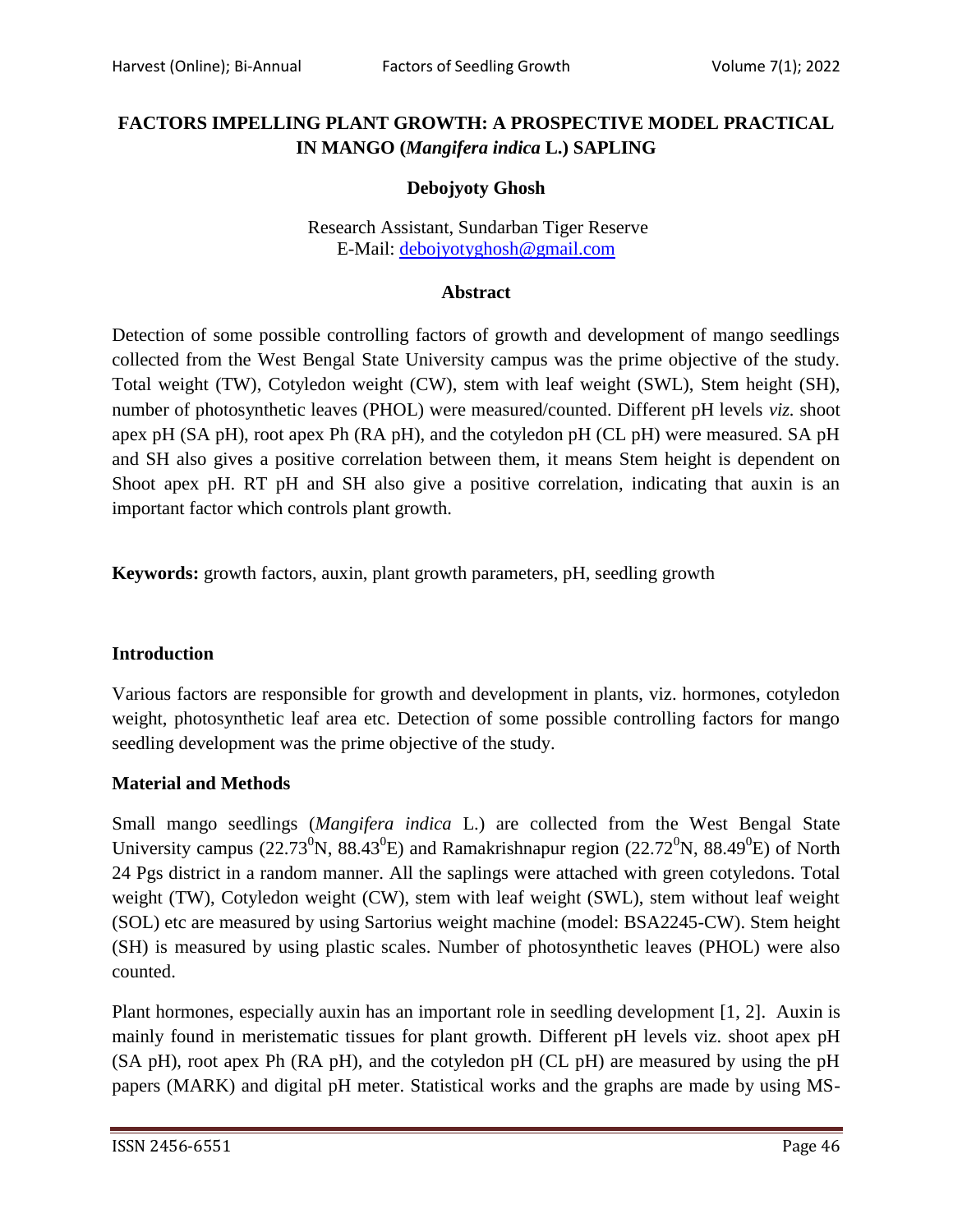# FACTORS IMPELLING PLANT GROWTH: A PROSPECTIVE MODEL PRACTICAL IN MANGO (*Mangifera indica* L.) SAPLING

**Debojyoty Ghosh**

Research Assistant, Sundarban Tiger Reserve
E-Mail: debojyotyghosh@gmail.com

### Abstract

Detection of some possible controlling factors of growth and development of mango seedlings collected from the West Bengal State University campus was the prime objective of the study. Total weight (TW), Cotyledon weight (CW), stem with leaf weight (SWL), Stem height (SH), number of photosynthetic leaves (PHOL) were measured/counted. Different pH levels *viz.* shoot apex pH (SA pH), root apex Ph (RA pH), and the cotyledon pH (CL pH) were measured. SA pH and SH also gives a positive correlation between them, it means Stem height is dependent on Shoot apex pH. RT pH and SH also give a positive correlation, indicating that auxin is an important factor which controls plant growth.

**Keywords:** growth factors, auxin, plant growth parameters, pH, seedling growth

## Introduction

Various factors are responsible for growth and development in plants, viz. hormones, cotyledon weight, photosynthetic leaf area etc. Detection of some possible controlling factors for mango seedling development was the prime objective of the study.

## Material and Methods

Small mango seedlings (*Mangifera indica* L.) are collected from the West Bengal State University campus ($22.73^0$N, $88.43^0$E) and Ramakrishnapur region ($22.72^0$N, $88.49^0$E) of North 24 Pgs district in a random manner. All the saplings were attached with green cotyledons. Total weight (TW), Cotyledon weight (CW), stem with leaf weight (SWL), stem without leaf weight (SOL) etc are measured by using Sartorius weight machine (model: BSA2245-CW). Stem height (SH) is measured by using plastic scales. Number of photosynthetic leaves (PHOL) were also counted.

Plant hormones, especially auxin has an important role in seedling development [1, 2]. Auxin is mainly found in meristematic tissues for plant growth. Different pH levels viz. shoot apex pH (SA pH), root apex Ph (RA pH), and the cotyledon pH (CL pH) are measured by using the pH papers (MARK) and digital pH meter. Statistical works and the graphs are made by using MS-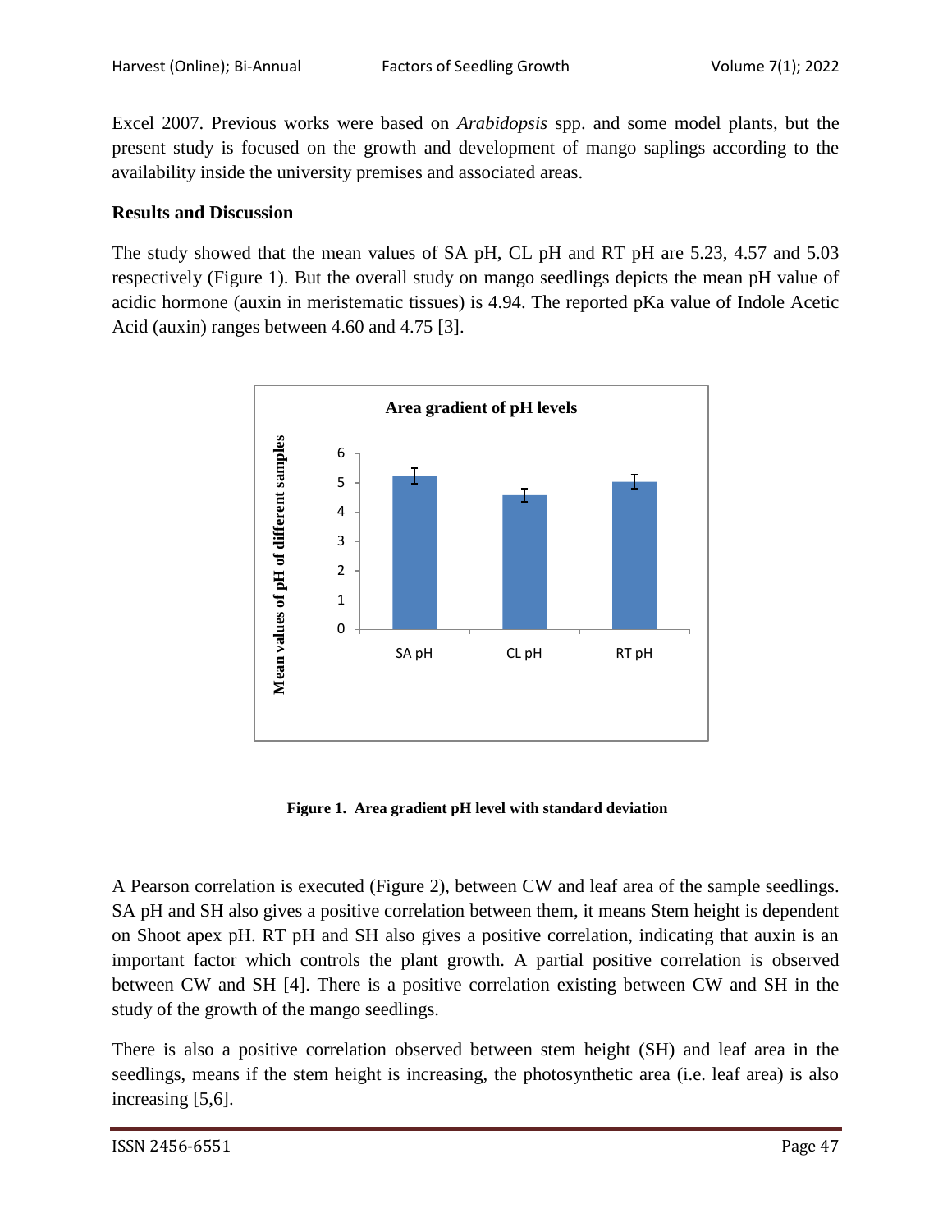Excel 2007. Previous works were based on *Arabidopsis* spp. and some model plants, but the present study is focused on the growth and development of mango saplings according to the availability inside the university premises and associated areas.

## Results and Discussion

The study showed that the mean values of SA pH, CL pH and RT pH are 5.23, 4.57 and 5.03 respectively (Figure 1). But the overall study on mango seedlings depicts the mean pH value of acidic hormone (auxin in meristematic tissues) is 4.94. The reported pKa value of Indole Acetic Acid (auxin) ranges between 4.60 and 4.75 [3].

**Figure 1. Area gradient pH level with standard deviation**

A Pearson correlation is executed (Figure 2), between CW and leaf area of the sample seedlings. SA pH and SH also gives a positive correlation between them, it means Stem height is dependent on Shoot apex pH. RT pH and SH also gives a positive correlation, indicating that auxin is an important factor which controls the plant growth. A partial positive correlation is observed between CW and SH [4]. There is a positive correlation existing between CW and SH in the study of the growth of the mango seedlings.

There is also a positive correlation observed between stem height (SH) and leaf area in the seedlings, means if the stem height is increasing, the photosynthetic area (i.e. leaf area) is also increasing [5,6].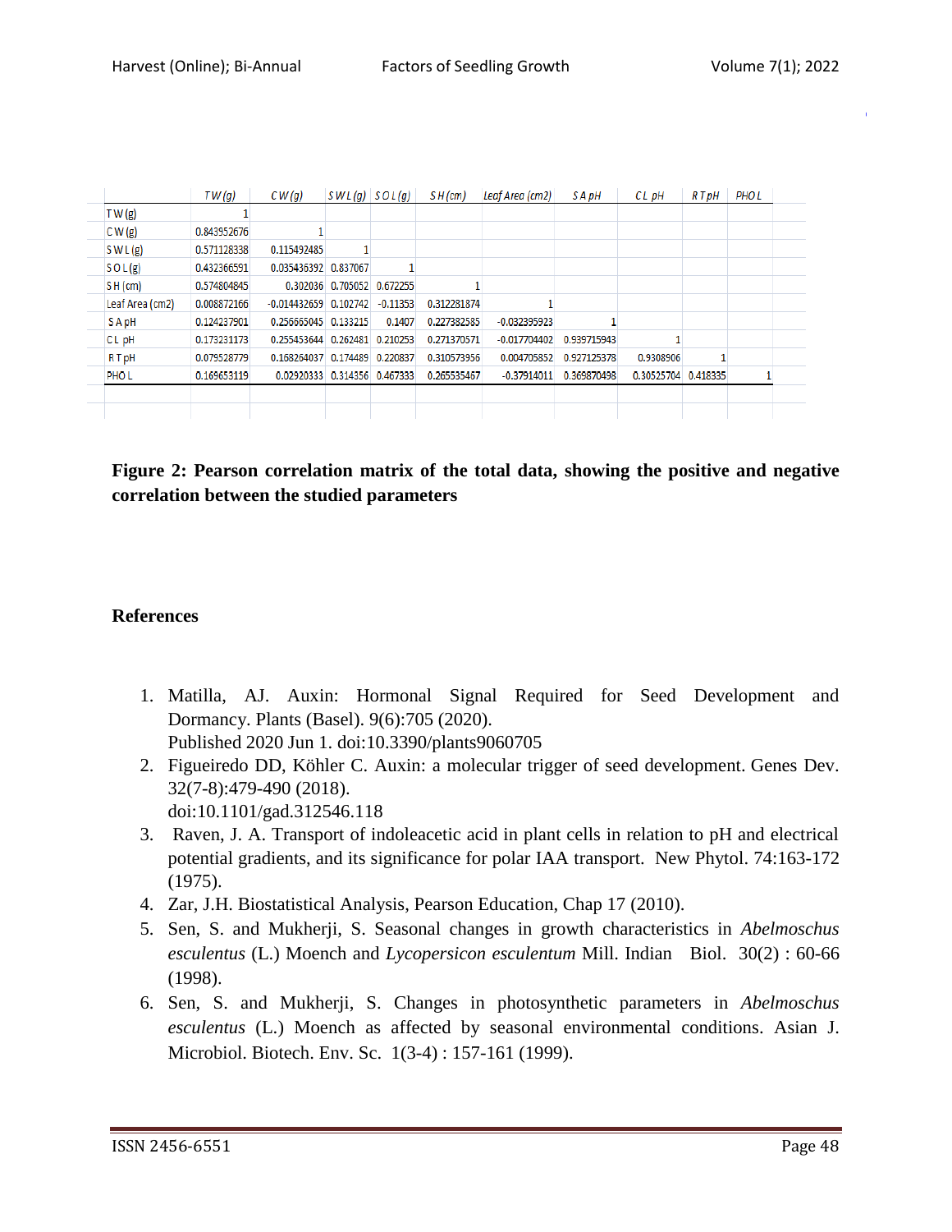| | TW(g) | CW(g) | SWL(g) | SOL(g) | SH(cm) | Leaf Area (cm2) | SA pH | CL pH | RT pH | PHO L |
|---|---|---|---|---|---|---|---|---|---|---|
| TW(g) | 1 | | | | | | | | | |
| CW(g) | 0.843952676 | 1 | | | | | | | | |
| SWL(g) | 0.571128338 | 0.115492485 | 1 | | | | | | | |
| SOL(g) | 0.432366591 | 0.035436392 | 0.837067 | 1 | | | | | | |
| SH(cm) | 0.574804845 | 0.302036 | 0.705052 | 0.672255 | 1 | | | | | |
| Leaf Area (cm2) | 0.008872166 | -0.014432659 | 0.102742 | -0.11353 | 0.312281874 | 1 | | | | |
| SA pH | 0.124237901 | 0.256665045 | 0.133215 | 0.1407 | 0.227382585 | -0.032395923 | 1 | | | |
| CL pH | 0.173231173 | 0.255453644 | 0.262481 | 0.210253 | 0.271370571 | -0.017704402 | 0.939715943 | 1 | | |
| RT pH | 0.079528779 | 0.168264037 | 0.174489 | 0.220837 | 0.310573956 | 0.004705852 | 0.927125378 | 0.9308906 | 1 | |
| PHO L | 0.169653119 | 0.02920333 | 0.314356 | 0.467333 | 0.265535467 | -0.37914011 | 0.369870498 | 0.30525704 | 0.418335 | 1 |

**Figure 2: Pearson correlation matrix of the total data, showing the positive and negative correlation between the studied parameters**

## References

1. Matilla, AJ. Auxin: Hormonal Signal Required for Seed Development and Dormancy. Plants (Basel). 9(6):705 (2020). Published 2020 Jun 1. doi:10.3390/plants9060705
2. Figueiredo DD, Köhler C. Auxin: a molecular trigger of seed development. Genes Dev. 32(7-8):479-490 (2018). doi:10.1101/gad.312546.118
3. Raven, J. A. Transport of indoleacetic acid in plant cells in relation to pH and electrical potential gradients, and its significance for polar IAA transport. New Phytol. 74:163-172 (1975).
4. Zar, J.H. Biostatistical Analysis, Pearson Education, Chap 17 (2010).
5. Sen, S. and Mukherji, S. Seasonal changes in growth characteristics in *Abelmoschus esculentus* (L.) Moench and *Lycopersicon esculentum* Mill. Indian Biol. 30(2) : 60-66 (1998).
6. Sen, S. and Mukherji, S. Changes in photosynthetic parameters in *Abelmoschus esculentus* (L.) Moench as affected by seasonal environmental conditions. Asian J. Microbiol. Biotech. Env. Sc. 1(3-4) : 157-161 (1999).